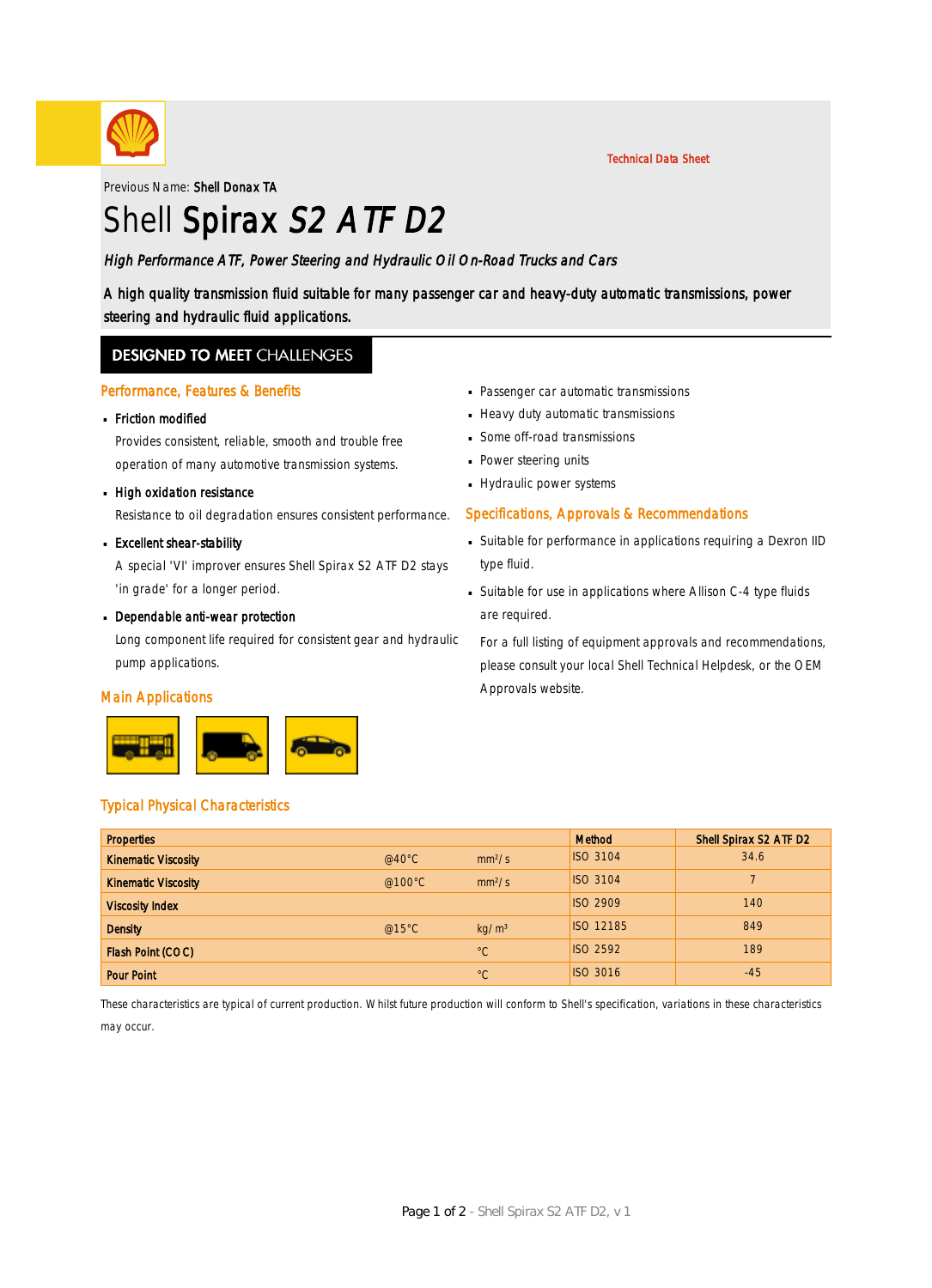Technical Data Sheet

Previous Name: **Shell Donax TA**

# Shell **Spirax** *S2 ATF D2*

*High Performance ATF, Power Steering and Hydraulic Oil On-Road Trucks and Cars*

A high quality transmission fluid suitable for many passenger car and heavy-duty automatic transmissions, power steering and hydraulic fluid applications.

## DESIGNED TO MEET CHALLENGES

### Performance, Features & Benefits

- **Friction modified**

  Provides consistent, reliable, smooth and trouble free operation of many automotive transmission systems.

- **High oxidation resistance**

  Resistance to oil degradation ensures consistent performance.

- **Excellent shear-stability**

  A special 'VI' improver ensures Shell Spirax S2 ATF D2 stays 'in grade' for a longer period.

- **Dependable anti-wear protection**

  Long component life required for consistent gear and hydraulic pump applications.

### Main Applications

- Passenger car automatic transmissions
- Heavy duty automatic transmissions
- Some off-road transmissions
- Power steering units
- Hydraulic power systems

### Specifications, Approvals & Recommendations

- Suitable for performance in applications requiring a Dexron IID type fluid.
- Suitable for use in applications where Allison C-4 type fluids are required.

For a full listing of equipment approvals and recommendations, please consult your local Shell Technical Helpdesk, or the OEM Approvals website.

### Typical Physical Characteristics

| Properties | | | Method | Shell Spirax S2 ATF D2 |
|---|---|---|---|---|
| **Kinematic Viscosity** | @40°C | mm²/s | ISO 3104 | 34.6 |
| **Kinematic Viscosity** | @100°C | mm²/s | ISO 3104 | 7 |
| **Viscosity Index** | | | ISO 2909 | 140 |
| **Density** | @15°C | kg/m³ | ISO 12185 | 849 |
| **Flash Point (COC)** | | °C | ISO 2592 | 189 |
| **Pour Point** | | °C | ISO 3016 | -45 |

These characteristics are typical of current production. Whilst future production will conform to Shell's specification, variations in these characteristics may occur.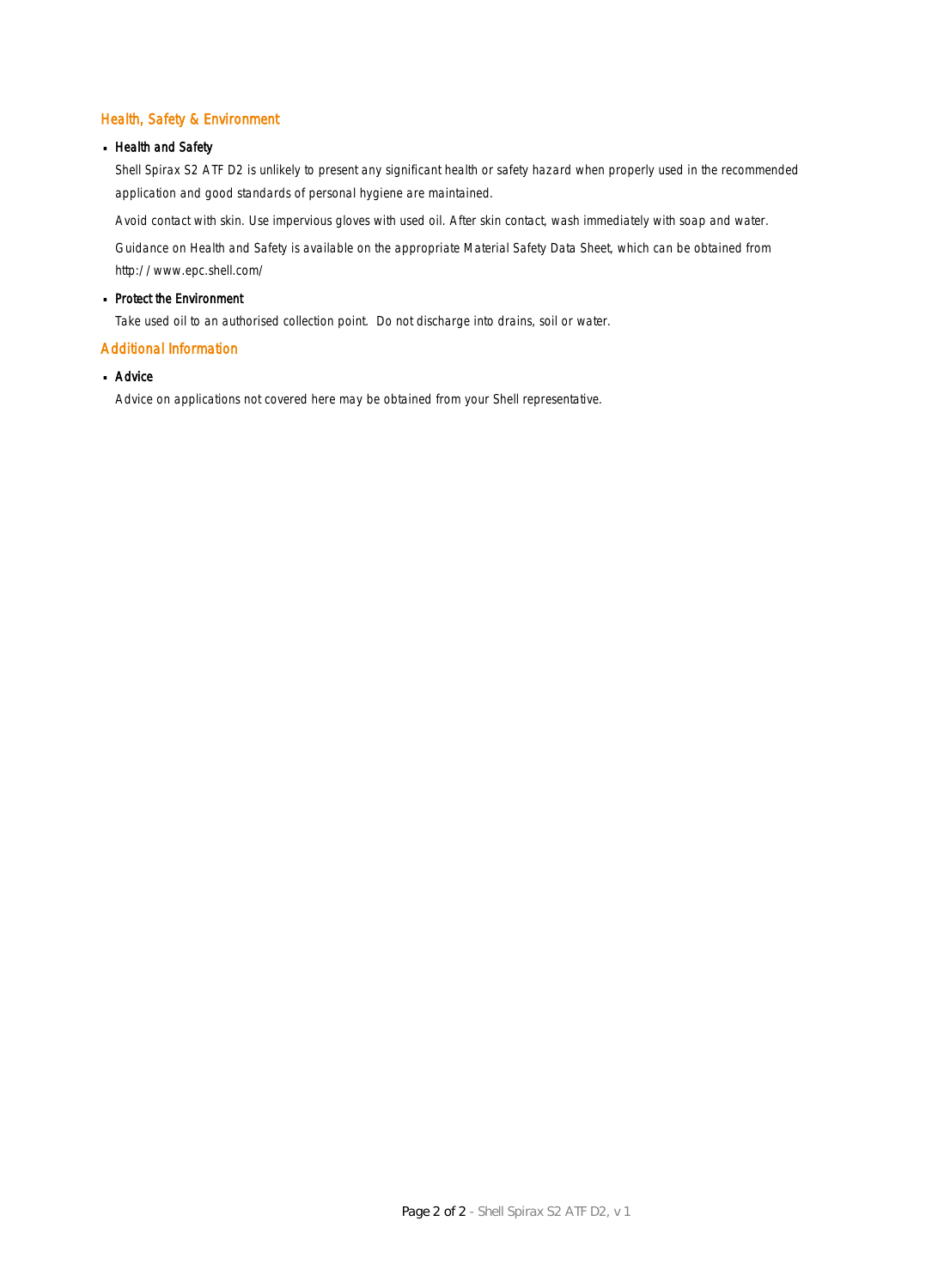## Health, Safety & Environment

- **Health and Safety**

  Shell Spirax S2 ATF D2 is unlikely to present any significant health or safety hazard when properly used in the recommended application and good standards of personal hygiene are maintained.

  Avoid contact with skin. Use impervious gloves with used oil. After skin contact, wash immediately with soap and water.

  Guidance on Health and Safety is available on the appropriate Material Safety Data Sheet, which can be obtained from http://www.epc.shell.com/

- **Protect the Environment**

  Take used oil to an authorised collection point. Do not discharge into drains, soil or water.

## Additional Information

- **Advice**

  Advice on applications not covered here may be obtained from your Shell representative.